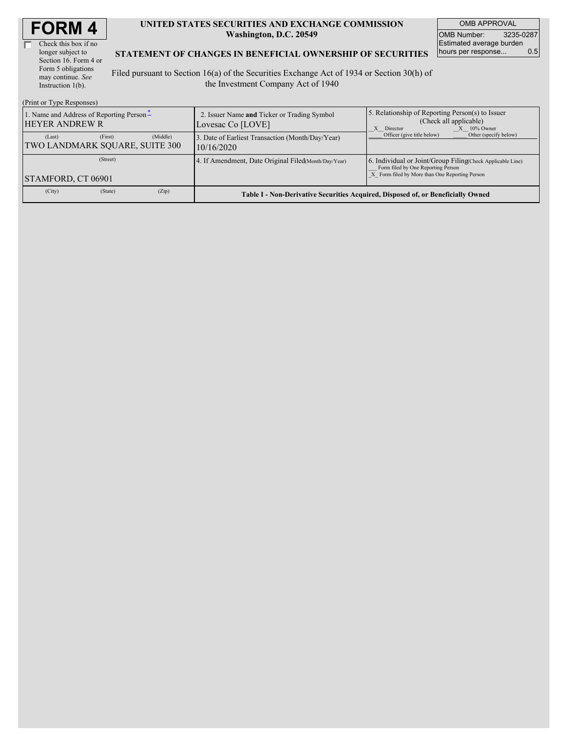# FORM 4

☐ Check this box if no longer subject to Section 16. Form 4 or Form 5 obligations may continue. *See* Instruction 1(b).

**UNITED STATES SECURITIES AND EXCHANGE COMMISSION**
**Washington, D.C. 20549**

**STATEMENT OF CHANGES IN BENEFICIAL OWNERSHIP OF SECURITIES**

Filed pursuant to Section 16(a) of the Securities Exchange Act of 1934 or Section 30(h) of the Investment Company Act of 1940

| OMB APPROVAL | |
|---|---|
| OMB Number: | 3235-0287 |
| Estimated average burden hours per response... | 0.5 |

(Print or Type Responses)

| 1. Name and Address of Reporting Person * | 2. Issuer Name **and** Ticker or Trading Symbol | 5. Relationship of Reporting Person(s) to Issuer (Check all applicable) |
|---|---|---|
| HEYER ANDREW R | Lovesac Co [LOVE] | _X_ Director _X_ 10% Owner |
| (Last) (First) (Middle) | 3. Date of Earliest Transaction (Month/Day/Year) | ___ Officer (give title below) ___ Other (specify below) |
| TWO LANDMARK SQUARE, SUITE 300 | 10/16/2020 | |
| (Street) | 4. If Amendment, Date Original Filed (Month/Day/Year) | 6. Individual or Joint/Group Filing (Check Applicable Line) |
| STAMFORD, CT 06901 | | ___ Form filed by One Reporting Person<br>_X_ Form filed by More than One Reporting Person |
| (City) (State) (Zip) | **Table I - Non-Derivative Securities Acquired, Disposed of, or Beneficially Owned** | |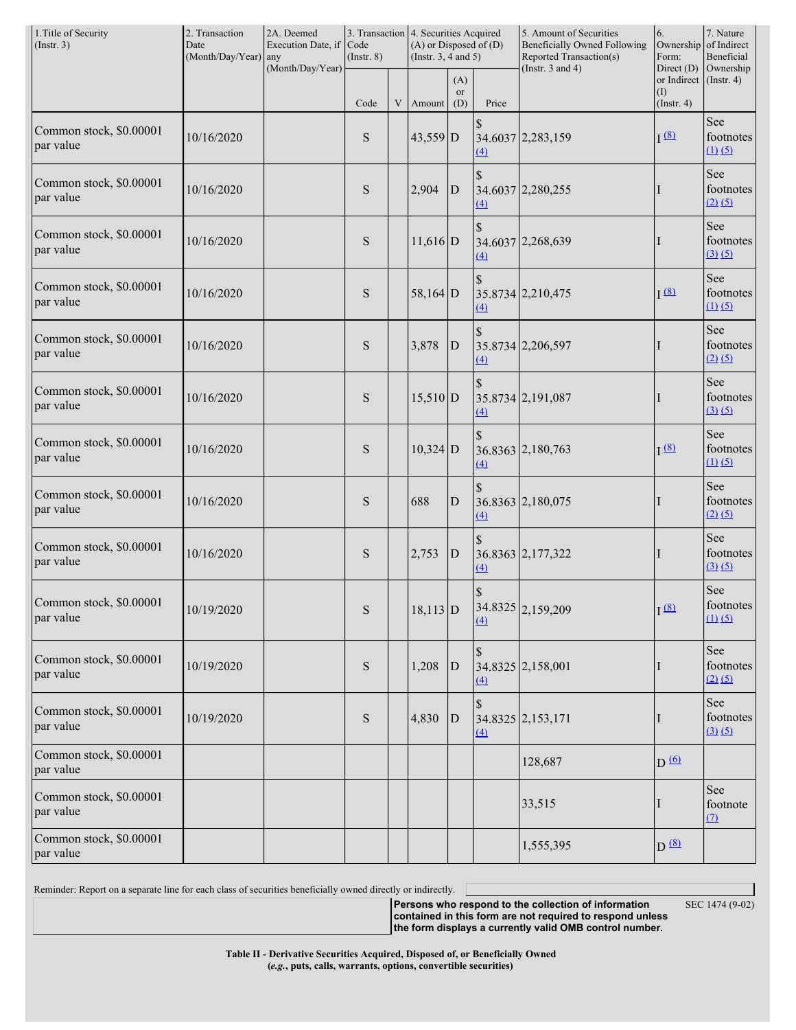| 1.Title of Security (Instr. 3) | 2. Transaction Date (Month/Day/Year) | 2A. Deemed Execution Date, if any (Month/Day/Year) | 3. Transaction Code (Instr. 8) | | 4. Securities Acquired (A) or Disposed of (D) (Instr. 3, 4 and 5) | | | 5. Amount of Securities Beneficially Owned Following Reported Transaction(s) (Instr. 3 and 4) | 6. Ownership Form: Direct (D) or Indirect (I) (Instr. 4) | 7. Nature of Indirect Beneficial Ownership (Instr. 4) |
|---|---|---|---|---|---|---|---|---|---|---|
| | | | Code | V | Amount | (A) or (D) | Price | | | |
| Common stock, $0.00001 par value | 10/16/2020 | | S | | 43,559 | D | $ 34.6037 (4) | 2,283,159 | I (8) | See footnotes (1) (5) |
| Common stock, $0.00001 par value | 10/16/2020 | | S | | 2,904 | D | $ 34.6037 (4) | 2,280,255 | I | See footnotes (2) (5) |
| Common stock, $0.00001 par value | 10/16/2020 | | S | | 11,616 | D | $ 34.6037 (4) | 2,268,639 | I | See footnotes (3) (5) |
| Common stock, $0.00001 par value | 10/16/2020 | | S | | 58,164 | D | $ 35.8734 (4) | 2,210,475 | I (8) | See footnotes (1) (5) |
| Common stock, $0.00001 par value | 10/16/2020 | | S | | 3,878 | D | $ 35.8734 (4) | 2,206,597 | I | See footnotes (2) (5) |
| Common stock, $0.00001 par value | 10/16/2020 | | S | | 15,510 | D | $ 35.8734 (4) | 2,191,087 | I | See footnotes (3) (5) |
| Common stock, $0.00001 par value | 10/16/2020 | | S | | 10,324 | D | $ 36.8363 (4) | 2,180,763 | I (8) | See footnotes (1) (5) |
| Common stock, $0.00001 par value | 10/16/2020 | | S | | 688 | D | $ 36.8363 (4) | 2,180,075 | I | See footnotes (2) (5) |
| Common stock, $0.00001 par value | 10/16/2020 | | S | | 2,753 | D | $ 36.8363 (4) | 2,177,322 | I | See footnotes (3) (5) |
| Common stock, $0.00001 par value | 10/19/2020 | | S | | 18,113 | D | $ 34.8325 (4) | 2,159,209 | I (8) | See footnotes (1) (5) |
| Common stock, $0.00001 par value | 10/19/2020 | | S | | 1,208 | D | $ 34.8325 (4) | 2,158,001 | I | See footnotes (2) (5) |
| Common stock, $0.00001 par value | 10/19/2020 | | S | | 4,830 | D | $ 34.8325 (4) | 2,153,171 | I | See footnotes (3) (5) |
| Common stock, $0.00001 par value | | | | | | | | 128,687 | D (6) | |
| Common stock, $0.00001 par value | | | | | | | | 33,515 | I | See footnote (7) |
| Common stock, $0.00001 par value | | | | | | | | 1,555,395 | D (8) | |

Reminder: Report on a separate line for each class of securities beneficially owned directly or indirectly.

**Persons who respond to the collection of information contained in this form are not required to respond unless the form displays a currently valid OMB control number.**

SEC 1474 (9-02)

**Table II - Derivative Securities Acquired, Disposed of, or Beneficially Owned**
**(*e.g.*, puts, calls, warrants, options, convertible securities)**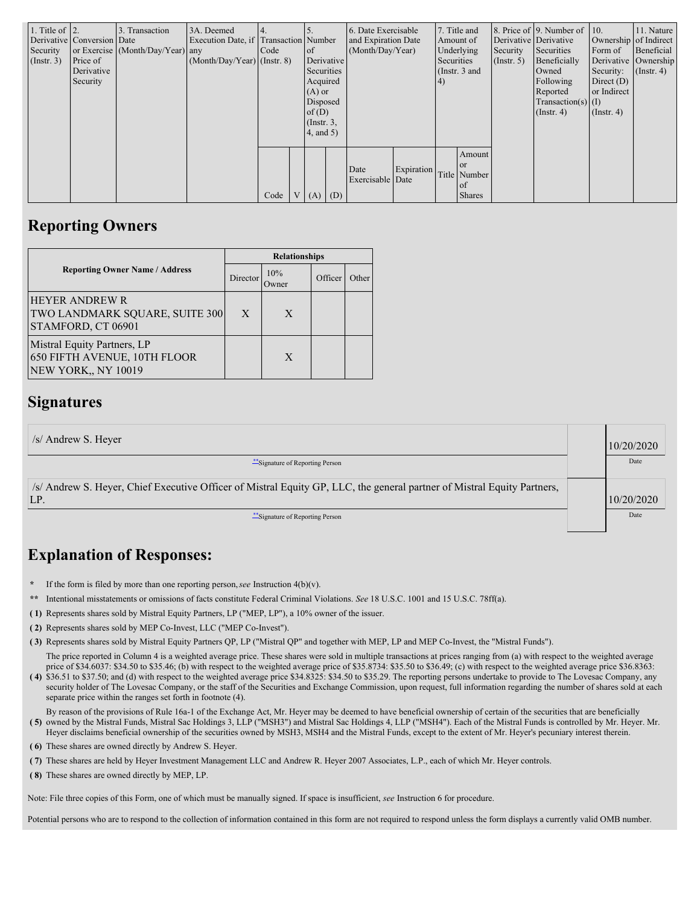| 1. Title of Derivative Security (Instr. 3) | 2. Conversion or Exercise Price of Derivative Security | 3. Transaction Date (Month/Day/Year) | 3A. Deemed Execution Date, if any (Month/Day/Year) | 4. Transaction Code (Instr. 8) | | 5. Number of Derivative Securities Acquired (A) or Disposed of (D) (Instr. 3, 4, and 5) | | 6. Date Exercisable and Expiration Date (Month/Day/Year) | | 7. Title and Amount of Underlying Securities (Instr. 3 and 4) | | 8. Price of Derivative Security (Instr. 5) | 9. Number of Derivative Securities Beneficially Owned Following Reported Transaction(s) (Instr. 4) | 10. Ownership Form of Derivative Security: Direct (D) or Indirect (I) (Instr. 4) | 11. Nature of Indirect Beneficial Ownership (Instr. 4) |
|---|---|---|---|---|---|---|---|---|---|---|---|---|---|---|---|
| | | | | Code | V | (A) | (D) | Date Exercisable | Expiration Date | Title | Amount or Number of Shares | | | | |

## Reporting Owners

| Reporting Owner Name / Address | Relationships | | | |
|---|---|---|---|---|
| | Director | 10% Owner | Officer | Other |
| HEYER ANDREW R<br>TWO LANDMARK SQUARE, SUITE 300<br>STAMFORD, CT 06901 | X | X | | |
| Mistral Equity Partners, LP<br>650 FIFTH AVENUE, 10TH FLOOR<br>NEW YORK,, NY 10019 | | X | | |

## Signatures

| | |
|---|---|
| /s/ Andrew S. Heyer | 10/20/2020 |
| **Signature of Reporting Person | Date |
| /s/ Andrew S. Heyer, Chief Executive Officer of Mistral Equity GP, LLC, the general partner of Mistral Equity Partners, LP. | 10/20/2020 |
| **Signature of Reporting Person | Date |

## Explanation of Responses:

\* If the form is filed by more than one reporting person, *see* Instruction 4(b)(v).

** Intentional misstatements or omissions of facts constitute Federal Criminal Violations. *See* 18 U.S.C. 1001 and 15 U.S.C. 78ff(a).

( 1) Represents shares sold by Mistral Equity Partners, LP ("MEP, LP"), a 10% owner of the issuer.

( 2) Represents shares sold by MEP Co-Invest, LLC ("MEP Co-Invest").

( 3) Represents shares sold by Mistral Equity Partners QP, LP ("Mistral QP" and together with MEP, LP and MEP Co-Invest, the "Mistral Funds").

( 4) The price reported in Column 4 is a weighted average price. These shares were sold in multiple transactions at prices ranging from (a) with respect to the weighted average price of $34.6037: $34.50 to $35.46; (b) with respect to the weighted average price of $35.8734: $35.50 to $36.49; (c) with respect to the weighted average price $36.8363: $36.51 to $37.50; and (d) with respect to the weighted average price $34.8325: $34.50 to $35.29. The reporting persons undertake to provide to The Lovesac Company, any security holder of The Lovesac Company, or the staff of the Securities and Exchange Commission, upon request, full information regarding the number of shares sold at each separate price within the ranges set forth in footnote (4).

( 5) By reason of the provisions of Rule 16a-1 of the Exchange Act, Mr. Heyer may be deemed to have beneficial ownership of certain of the securities that are beneficially owned by the Mistral Funds, Mistral Sac Holdings 3, LLP ("MSH3") and Mistral Sac Holdings 4, LLP ("MSH4"). Each of the Mistral Funds is controlled by Mr. Heyer. Mr. Heyer disclaims beneficial ownership of the securities owned by MSH3, MSH4 and the Mistral Funds, except to the extent of Mr. Heyer's pecuniary interest therein.

( 6) These shares are owned directly by Andrew S. Heyer.

( 7) These shares are held by Heyer Investment Management LLC and Andrew R. Heyer 2007 Associates, L.P., each of which Mr. Heyer controls.

( 8) These shares are owned directly by MEP, LP.

Note: File three copies of this Form, one of which must be manually signed. If space is insufficient, *see* Instruction 6 for procedure.

Potential persons who are to respond to the collection of information contained in this form are not required to respond unless the form displays a currently valid OMB number.